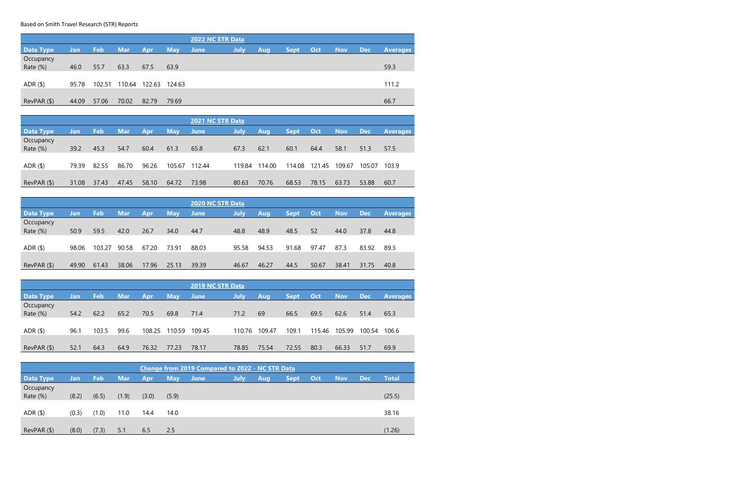Based on Smith Travel Research (STR) Reports

| 2022 NC STR Data | | | | | | | | | | | | | |
|---|---|---|---|---|---|---|---|---|---|---|---|---|---|
| **Data Type** | **Jan** | **Feb** | **Mar** | **Apr** | **May** | **June** | **July** | **Aug** | **Sept** | **Oct** | **Nov** | **Dec** | **Averages** |
| Occupancy Rate (%) | 46.0 | 55.7 | 63.3 | 67.5 | 63.9 | | | | | | | | 59.3 |
| ADR ($) | 95.78 | 102.51 | 110.64 | 122.63 | 124.63 | | | | | | | | 111.2 |
| RevPAR ($) | 44.09 | 57.06 | 70.02 | 82.79 | 79.69 | | | | | | | | 66.7 |

| 2021 NC STR Data | | | | | | | | | | | | | |
|---|---|---|---|---|---|---|---|---|---|---|---|---|---|
| **Data Type** | **Jan** | **Feb** | **Mar** | **Apr** | **May** | **June** | **July** | **Aug** | **Sept** | **Oct** | **Nov** | **Dec** | **Averages** |
| Occupancy Rate (%) | 39.2 | 45.3 | 54.7 | 60.4 | 61.3 | 65.8 | 67.3 | 62.1 | 60.1 | 64.4 | 58.1 | 51.3 | 57.5 |
| ADR ($) | 79.39 | 82.55 | 86.70 | 96.26 | 105.67 | 112.44 | 119.84 | 114.00 | 114.08 | 121.45 | 109.67 | 105.07 | 103.9 |
| RevPAR ($) | 31.08 | 37.43 | 47.45 | 58.10 | 64.72 | 73.98 | 80.63 | 70.76 | 68.53 | 78.15 | 63.73 | 53.88 | 60.7 |

| 2020 NC STR Data | | | | | | | | | | | | | |
|---|---|---|---|---|---|---|---|---|---|---|---|---|---|
| **Data Type** | **Jan** | **Feb** | **Mar** | **Apr** | **May** | **June** | **July** | **Aug** | **Sept** | **Oct** | **Nov** | **Dec** | **Averages** |
| Occupancy Rate (%) | 50.9 | 59.5 | 42.0 | 26.7 | 34.0 | 44.7 | 48.8 | 48.9 | 48.5 | 52 | 44.0 | 37.8 | 44.8 |
| ADR ($) | 98.06 | 103.27 | 90.58 | 67.20 | 73.91 | 88.03 | 95.58 | 94.53 | 91.68 | 97.47 | 87.3 | 83.92 | 89.3 |
| RevPAR ($) | 49.90 | 61.43 | 38.06 | 17.96 | 25.13 | 39.39 | 46.67 | 46.27 | 44.5 | 50.67 | 38.41 | 31.75 | 40.8 |

| 2019 NC STR Data | | | | | | | | | | | | | |
|---|---|---|---|---|---|---|---|---|---|---|---|---|---|
| **Data Type** | **Jan** | **Feb** | **Mar** | **Apr** | **May** | **June** | **July** | **Aug** | **Sept** | **Oct** | **Nov** | **Dec** | **Averages** |
| Occupancy Rate (%) | 54.2 | 62.2 | 65.2 | 70.5 | 69.8 | 71.4 | 71.2 | 69 | 66.5 | 69.5 | 62.6 | 51.4 | 65.3 |
| ADR ($) | 96.1 | 103.5 | 99.6 | 108.25 | 110.59 | 109.45 | 110.76 | 109.47 | 109.1 | 115.46 | 105.99 | 100.54 | 106.6 |
| RevPAR ($) | 52.1 | 64.3 | 64.9 | 76.32 | 77.23 | 78.17 | 78.85 | 75.54 | 72.55 | 80.3 | 66.33 | 51.7 | 69.9 |

| Change from 2019 Compared to 2022 - NC STR Data | | | | | | | | | | | | | |
|---|---|---|---|---|---|---|---|---|---|---|---|---|---|
| **Data Type** | **Jan** | **Feb** | **Mar** | **Apr** | **May** | **June** | **July** | **Aug** | **Sept** | **Oct** | **Nov** | **Dec** | **Total** |
| Occupancy Rate (%) | (8.2) | (6.5) | (1.9) | (3.0) | (5.9) | | | | | | | | (25.5) |
| ADR ($) | (0.3) | (1.0) | 11.0 | 14.4 | 14.0 | | | | | | | | 38.16 |
| RevPAR ($) | (8.0) | (7.3) | 5.1 | 6.5 | 2.5 | | | | | | | | (1.26) |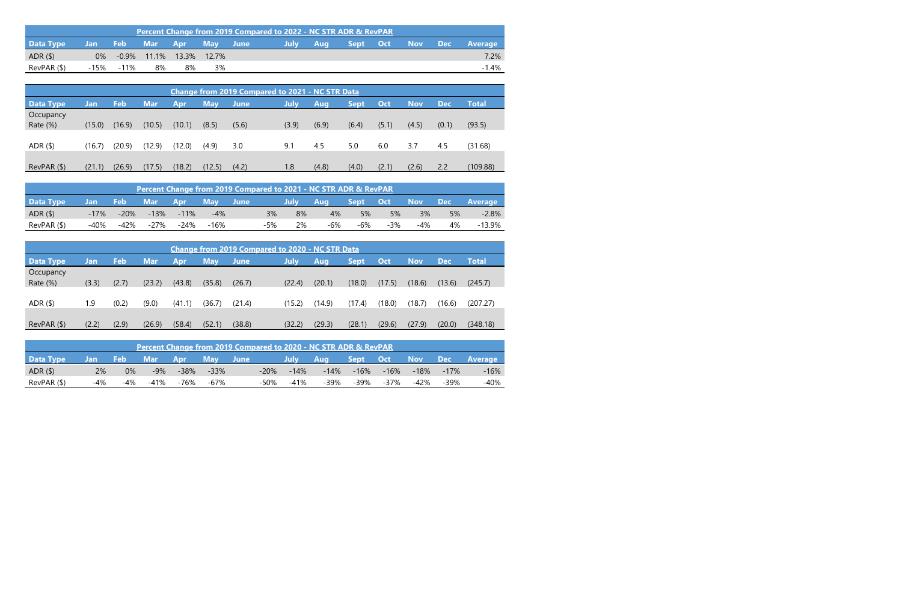| Percent Change from 2019 Compared to 2022 - NC STR ADR & RevPAR | | | | | | | | | | | | | |
|---|---|---|---|---|---|---|---|---|---|---|---|---|---|
| **Data Type** | **Jan** | **Feb** | **Mar** | **Apr** | **May** | **June** | **July** | **Aug** | **Sept** | **Oct** | **Nov** | **Dec** | **Average** |
| ADR ($) | 0% | -0.9% | 11.1% | 13.3% | 12.7% | | | | | | | | 7.2% |
| RevPAR ($) | -15% | -11% | 8% | 8% | 3% | | | | | | | | -1.4% |

| Change from 2019 Compared to 2021 - NC STR Data | | | | | | | | | | | | | |
|---|---|---|---|---|---|---|---|---|---|---|---|---|---|
| **Data Type** | **Jan** | **Feb** | **Mar** | **Apr** | **May** | **June** | **July** | **Aug** | **Sept** | **Oct** | **Nov** | **Dec** | **Total** |
| Occupancy Rate (%) | (15.0) | (16.9) | (10.5) | (10.1) | (8.5) | (5.6) | (3.9) | (6.9) | (6.4) | (5.1) | (4.5) | (0.1) | (93.5) |
| ADR ($) | (16.7) | (20.9) | (12.9) | (12.0) | (4.9) | 3.0 | 9.1 | 4.5 | 5.0 | 6.0 | 3.7 | 4.5 | (31.68) |
| RevPAR ($) | (21.1) | (26.9) | (17.5) | (18.2) | (12.5) | (4.2) | 1.8 | (4.8) | (4.0) | (2.1) | (2.6) | 2.2 | (109.88) |

| Percent Change from 2019 Compared to 2021 - NC STR ADR & RevPAR | | | | | | | | | | | | | |
|---|---|---|---|---|---|---|---|---|---|---|---|---|---|
| **Data Type** | **Jan** | **Feb** | **Mar** | **Apr** | **May** | **June** | **July** | **Aug** | **Sept** | **Oct** | **Nov** | **Dec** | **Average** |
| ADR ($) | -17% | -20% | -13% | -11% | -4% | 3% | 8% | 4% | 5% | 5% | 3% | 5% | -2.8% |
| RevPAR ($) | -40% | -42% | -27% | -24% | -16% | -5% | 2% | -6% | -6% | -3% | -4% | 4% | -13.9% |

| Change from 2019 Compared to 2020 - NC STR Data | | | | | | | | | | | | | |
|---|---|---|---|---|---|---|---|---|---|---|---|---|---|
| **Data Type** | **Jan** | **Feb** | **Mar** | **Apr** | **May** | **June** | **July** | **Aug** | **Sept** | **Oct** | **Nov** | **Dec** | **Total** |
| Occupancy Rate (%) | (3.3) | (2.7) | (23.2) | (43.8) | (35.8) | (26.7) | (22.4) | (20.1) | (18.0) | (17.5) | (18.6) | (13.6) | (245.7) |
| ADR ($) | 1.9 | (0.2) | (9.0) | (41.1) | (36.7) | (21.4) | (15.2) | (14.9) | (17.4) | (18.0) | (18.7) | (16.6) | (207.27) |
| RevPAR ($) | (2.2) | (2.9) | (26.9) | (58.4) | (52.1) | (38.8) | (32.2) | (29.3) | (28.1) | (29.6) | (27.9) | (20.0) | (348.18) |

| Percent Change from 2019 Compared to 2020 - NC STR ADR & RevPAR | | | | | | | | | | | | | |
|---|---|---|---|---|---|---|---|---|---|---|---|---|---|
| **Data Type** | **Jan** | **Feb** | **Mar** | **Apr** | **May** | **June** | **July** | **Aug** | **Sept** | **Oct** | **Nov** | **Dec** | **Average** |
| ADR ($) | 2% | 0% | -9% | -38% | -33% | -20% | -14% | -14% | -16% | -16% | -18% | -17% | -16% |
| RevPAR ($) | -4% | -4% | -41% | -76% | -67% | -50% | -41% | -39% | -39% | -37% | -42% | -39% | -40% |